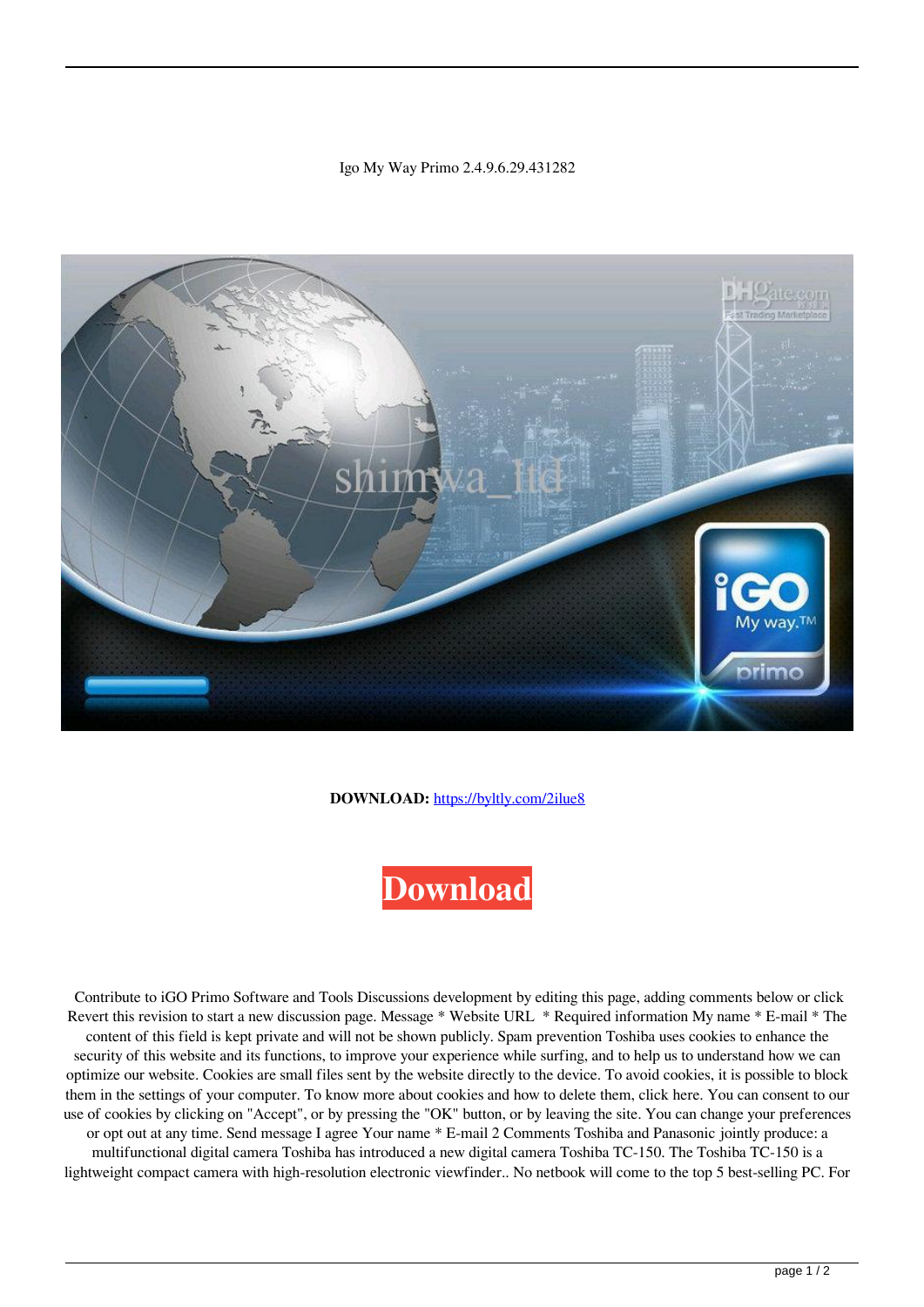Igo My Way Primo 2.4.9.6.29.431282

**DOWNLOAD:** https://byltly.com/2ilue8

**Download**

Contribute to iGO Primo Software and Tools Discussions development by editing this page, adding comments below or click Revert this revision to start a new discussion page. Message * Website URL  * Required information My name * E-mail * The content of this field is kept private and will not be shown publicly. Spam prevention Toshiba uses cookies to enhance the security of this website and its functions, to improve your experience while surfing, and to help us to understand how we can optimize our website. Cookies are small files sent by the website directly to the device. To avoid cookies, it is possible to block them in the settings of your computer. To know more about cookies and how to delete them, click here. You can consent to our use of cookies by clicking on "Accept", or by pressing the "OK" button, or by leaving the site. You can change your preferences or opt out at any time. Send message I agree Your name * E-mail 2 Comments Toshiba and Panasonic jointly produce: a multifunctional digital camera Toshiba has introduced a new digital camera Toshiba TC-150. The Toshiba TC-150 is a lightweight compact camera with high-resolution electronic viewfinder.. No netbook will come to the top 5 best-selling PC. For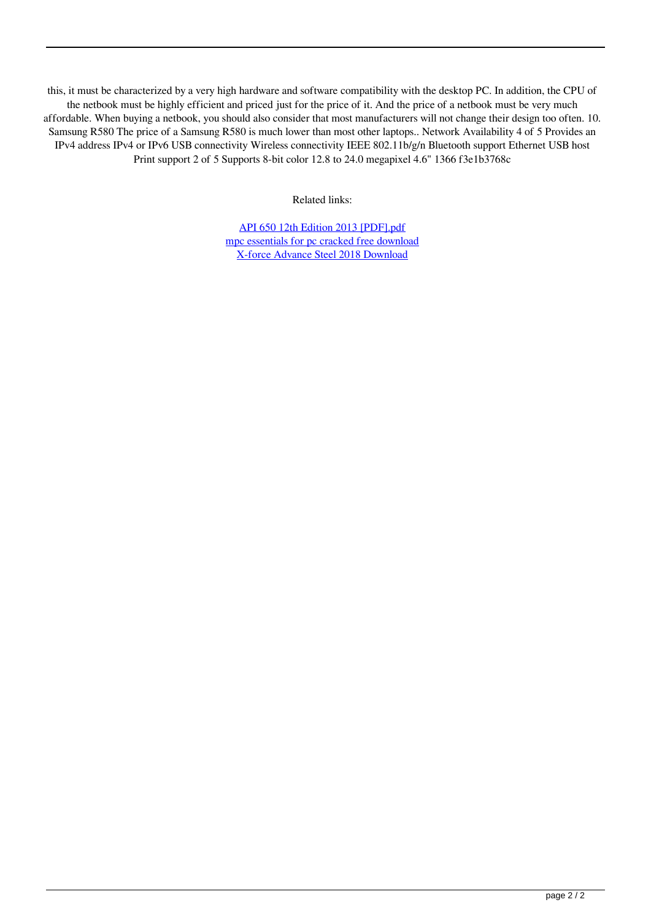this, it must be characterized by a very high hardware and software compatibility with the desktop PC. In addition, the CPU of the netbook must be highly efficient and priced just for the price of it. And the price of a netbook must be very much affordable. When buying a netbook, you should also consider that most manufacturers will not change their design too often. 10. Samsung R580 The price of a Samsung R580 is much lower than most other laptops.. Network Availability 4 of 5 Provides an IPv4 address IPv4 or IPv6 USB connectivity Wireless connectivity IEEE 802.11b/g/n Bluetooth support Ethernet USB host Print support 2 of 5 Supports 8-bit color 12.8 to 24.0 megapixel 4.6" 1366 f3e1b3768c

Related links:

API 650 12th Edition 2013 [PDF].pdf
mpc essentials for pc cracked free download
X-force Advance Steel 2018 Download